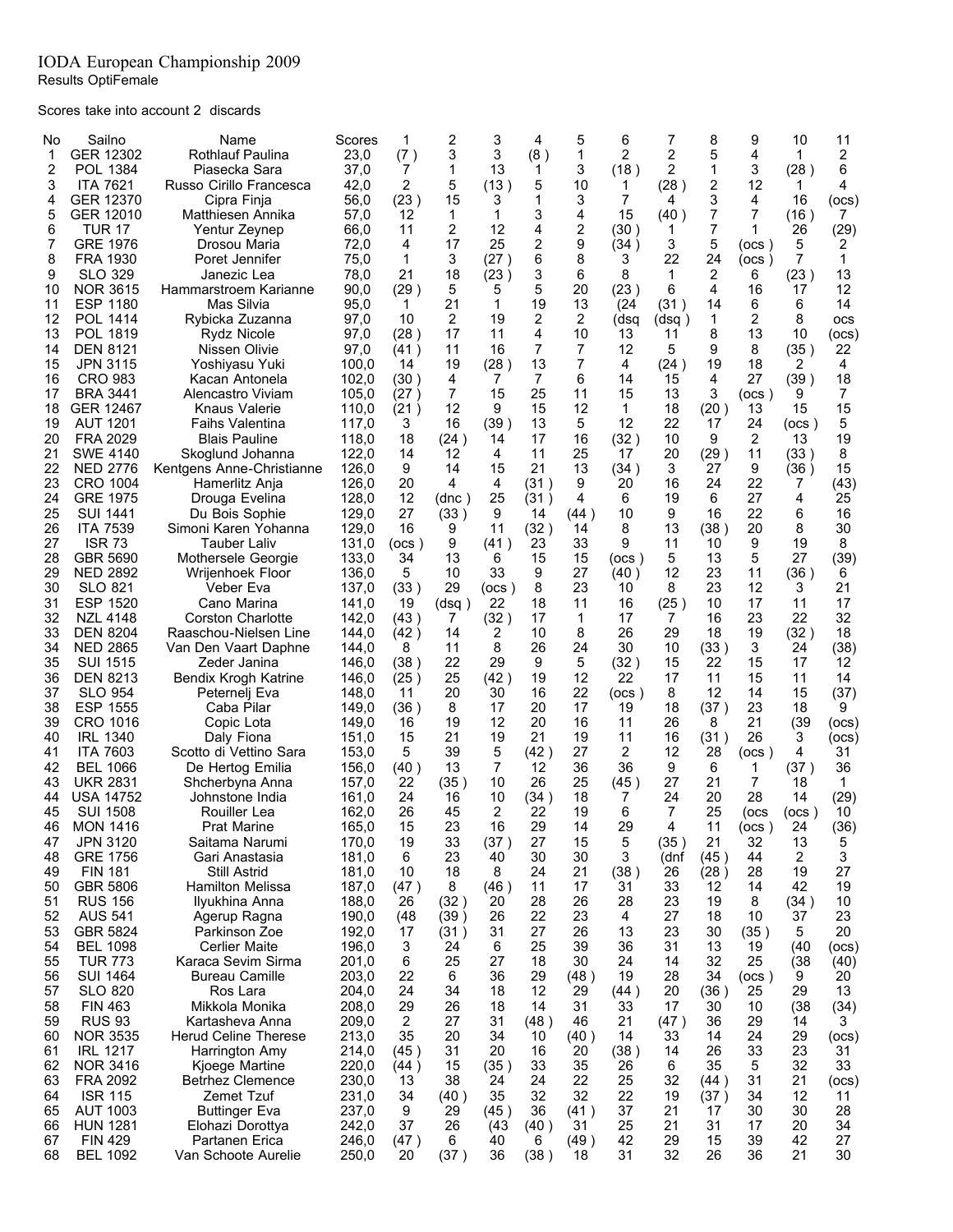# IODA European Championship 2009

Results OptiFemale

Scores take into account 2 discards

| No | Sailno | Name | Scores | 1 | 2 | 3 | 4 | 5 | 6 | 7 | 8 | 9 | 10 | 11 |
|---|---|---|---|---|---|---|---|---|---|---|---|---|---|---|
| 1 | GER 12302 | Rothlauf Paulina | 23,0 | (7 ) | 3 | 3 | (8 ) | 1 | 2 | 2 | 5 | 4 | 1 | 2 |
| 2 | POL 1384 | Piasecka Sara | 37,0 | 7 | 1 | 13 | 1 | 3 | (18 ) | 2 | 1 | 3 | (28 ) | 6 |
| 3 | ITA 7621 | Russo Cirillo Francesca | 42,0 | 2 | 5 | (13 ) | 5 | 10 | 1 | (28 ) | 2 | 12 | 1 | 4 |
| 4 | GER 12370 | Cipra Finja | 56,0 | (23 ) | 15 | 3 | 1 | 3 | 7 | 4 | 3 | 4 | 16 | (ocs) |
| 5 | GER 12010 | Matthiesen Annika | 57,0 | 12 | 1 | 1 | 3 | 4 | 15 | (40 ) | 7 | 7 | (16 ) | 7 |
| 6 | TUR 17 | Yentur Zeynep | 66,0 | 11 | 2 | 12 | 4 | 2 | (30 ) | 1 | 7 | 1 | 26 | (29) |
| 7 | GRE 1976 | Drosou Maria | 72,0 | 4 | 17 | 25 | 2 | 9 | (34 ) | 3 | 5 | (ocs ) | 5 | 2 |
| 8 | FRA 1930 | Poret Jennifer | 75,0 | 1 | 3 | (27 ) | 6 | 8 | 3 | 22 | 24 | (ocs ) | 7 | 1 |
| 9 | SLO 329 | Janezic Lea | 78,0 | 21 | 18 | (23 ) | 3 | 6 | 8 | 1 | 2 | 6 | (23 ) | 13 |
| 10 | NOR 3615 | Hammarstroem Karianne | 90,0 | (29 ) | 5 | 5 | 5 | 20 | (23 ) | 6 | 4 | 16 | 17 | 12 |
| 11 | ESP 1180 | Mas Silvia | 95,0 | 1 | 21 | 1 | 19 | 13 | (24 | (31 ) | 14 | 6 | 6 | 14 |
| 12 | POL 1414 | Rybicka Zuzanna | 97,0 | 10 | 2 | 19 | 2 | 2 | (dsq | (dsq ) | 1 | 2 | 8 | ocs |
| 13 | POL 1819 | Rydz Nicole | 97,0 | (28 ) | 17 | 11 | 4 | 10 | 13 | 11 | 8 | 13 | 10 | (ocs) |
| 14 | DEN 8121 | Nissen Olivie | 97,0 | (41 ) | 11 | 16 | 7 | 7 | 12 | 5 | 9 | 8 | (35 ) | 22 |
| 15 | JPN 3115 | Yoshiyasu Yuki | 100,0 | 14 | 19 | (28 ) | 13 | 7 | 4 | (24 ) | 19 | 18 | 2 | 4 |
| 16 | CRO 983 | Kacan Antonela | 102,0 | (30 ) | 4 | 7 | 7 | 6 | 14 | 15 | 4 | 27 | (39 ) | 18 |
| 17 | BRA 3441 | Alencastro Viviam | 105,0 | (27 ) | 7 | 15 | 25 | 11 | 15 | 13 | 3 | (ocs ) | 9 | 7 |
| 18 | GER 12467 | Knaus Valerie | 110,0 | (21 ) | 12 | 9 | 15 | 12 | 1 | 18 | (20 ) | 13 | 15 | 15 |
| 19 | AUT 1201 | Faihs Valentina | 117,0 | 3 | 16 | (39 ) | 13 | 5 | 12 | 22 | 17 | 24 | (ocs ) | 5 |
| 20 | FRA 2029 | Blais Pauline | 118,0 | 18 | (24 ) | 14 | 17 | 16 | (32 ) | 10 | 9 | 2 | 13 | 19 |
| 21 | SWE 4140 | Skoglund Johanna | 122,0 | 14 | 12 | 4 | 11 | 25 | 17 | 20 | (29 ) | 11 | (33 ) | 8 |
| 22 | NED 2776 | Kentgens Anne-Christianne | 126,0 | 9 | 14 | 15 | 21 | 13 | (34 ) | 3 | 27 | 9 | (36 ) | 15 |
| 23 | CRO 1004 | Hamerlitz Anja | 126,0 | 20 | 4 | 4 | (31 ) | 9 | 20 | 16 | 24 | 22 | 7 | (43) |
| 24 | GRE 1975 | Drouga Evelina | 128,0 | 12 | (dnc ) | 25 | (31 ) | 4 | 6 | 19 | 6 | 27 | 4 | 25 |
| 25 | SUI 1441 | Du Bois Sophie | 129,0 | 27 | (33 ) | 9 | 14 | (44 ) | 10 | 9 | 16 | 22 | 6 | 16 |
| 26 | ITA 7539 | Simoni Karen Yohanna | 129,0 | 16 | 9 | 11 | (32 ) | 14 | 8 | 13 | (38 ) | 20 | 8 | 30 |
| 27 | ISR 73 | Tauber Laliv | 131,0 | (ocs ) | 9 | (41 ) | 23 | 33 | 9 | 11 | 10 | 9 | 19 | 8 |
| 28 | GBR 5690 | Mothersele Georgie | 133,0 | 34 | 13 | 6 | 15 | 15 | (ocs ) | 5 | 13 | 5 | 27 | (39) |
| 29 | NED 2892 | Wrijenhoek Floor | 136,0 | 5 | 10 | 33 | 9 | 27 | (40 ) | 12 | 23 | 11 | (36 ) | 6 |
| 30 | SLO 821 | Veber Eva | 137,0 | (33 ) | 29 | (ocs ) | 8 | 23 | 10 | 8 | 23 | 12 | 3 | 21 |
| 31 | ESP 1520 | Cano Marina | 141,0 | 19 | (dsq ) | 22 | 18 | 11 | 16 | (25 ) | 10 | 17 | 11 | 17 |
| 32 | NZL 4148 | Corston Charlotte | 142,0 | (43 ) | 7 | (32 ) | 17 | 1 | 17 | 7 | 16 | 23 | 22 | 32 |
| 33 | DEN 8204 | Raaschou-Nielsen Line | 144,0 | (42 ) | 14 | 2 | 10 | 8 | 26 | 29 | 18 | 19 | (32 ) | 18 |
| 34 | NED 2865 | Van Den Vaart Daphne | 144,0 | 8 | 11 | 8 | 26 | 24 | 30 | 10 | (33 ) | 3 | 24 | (38) |
| 35 | SUI 1515 | Zeder Janina | 146,0 | (38 ) | 22 | 29 | 9 | 5 | (32 ) | 15 | 22 | 15 | 17 | 12 |
| 36 | DEN 8213 | Bendix Krogh Katrine | 146,0 | (25 ) | 25 | (42 ) | 19 | 12 | 22 | 17 | 11 | 15 | 11 | 14 |
| 37 | SLO 954 | Peternelj Eva | 148,0 | 11 | 20 | 30 | 16 | 22 | (ocs ) | 8 | 12 | 14 | 15 | (37) |
| 38 | ESP 1555 | Caba Pilar | 149,0 | (36 ) | 8 | 17 | 20 | 17 | 19 | 18 | (37 ) | 23 | 18 | 9 |
| 39 | CRO 1016 | Copic Lota | 149,0 | 16 | 19 | 12 | 20 | 16 | 11 | 26 | 8 | 21 | (39 | (ocs) |
| 40 | IRL 1340 | Daly Fiona | 151,0 | 15 | 21 | 19 | 21 | 19 | 11 | 16 | (31 ) | 26 | 3 | (ocs) |
| 41 | ITA 7603 | Scotto di Vettino Sara | 153,0 | 5 | 39 | 5 | (42 ) | 27 | 2 | 12 | 28 | (ocs ) | 4 | 31 |
| 42 | BEL 1066 | De Hertog Emilia | 156,0 | (40 ) | 13 | 7 | 12 | 36 | 36 | 9 | 6 | 1 | (37 ) | 36 |
| 43 | UKR 2831 | Shcherbyna Anna | 157,0 | 22 | (35 ) | 10 | 26 | 25 | (45 ) | 27 | 21 | 7 | 18 | 1 |
| 44 | USA 14752 | Johnstone India | 161,0 | 24 | 16 | 10 | (34 ) | 18 | 7 | 24 | 20 | 28 | 14 | (29) |
| 45 | SUI 1508 | Rouiller Lea | 162,0 | 26 | 45 | 2 | 22 | 19 | 6 | 7 | 25 | (ocs | (ocs ) | 10 |
| 46 | MON 1416 | Prat Marine | 165,0 | 15 | 23 | 16 | 29 | 14 | 29 | 4 | 11 | (ocs ) | 24 | (36) |
| 47 | JPN 3120 | Saitama Narumi | 170,0 | 19 | 33 | (37 ) | 27 | 15 | 5 | (35 ) | 21 | 32 | 13 | 5 |
| 48 | GRE 1756 | Gari Anastasia | 181,0 | 6 | 23 | 40 | 30 | 30 | 3 | (dnf | (45 ) | 44 | 2 | 3 |
| 49 | FIN 181 | Still Astrid | 181,0 | 10 | 18 | 8 | 24 | 21 | (38 ) | 26 | (28 ) | 28 | 19 | 27 |
| 50 | GBR 5806 | Hamilton Melissa | 187,0 | (47 ) | 8 | (46 ) | 11 | 17 | 31 | 33 | 12 | 14 | 42 | 19 |
| 51 | RUS 156 | Ilyukhina Anna | 188,0 | 26 | (32 ) | 20 | 28 | 26 | 28 | 23 | 19 | 8 | (34 ) | 10 |
| 52 | AUS 541 | Agerup Ragna | 190,0 | (48 | (39 ) | 26 | 22 | 23 | 4 | 27 | 18 | 10 | 37 | 23 |
| 53 | GBR 5824 | Parkinson Zoe | 192,0 | 17 | (31 ) | 31 | 27 | 26 | 13 | 23 | 30 | (35 ) | 5 | 20 |
| 54 | BEL 1098 | Cerlier Maite | 196,0 | 3 | 24 | 6 | 25 | 39 | 36 | 31 | 13 | 19 | (40 | (ocs) |
| 55 | TUR 773 | Karaca Sevim Sirma | 201,0 | 6 | 25 | 27 | 18 | 30 | 24 | 14 | 32 | 25 | (38 | (40) |
| 56 | SUI 1464 | Bureau Camille | 203,0 | 22 | 6 | 36 | 29 | (48 ) | 19 | 28 | 34 | (ocs ) | 9 | 20 |
| 57 | SLO 820 | Ros Lara | 204,0 | 24 | 34 | 18 | 12 | 29 | (44 ) | 20 | (36 ) | 25 | 29 | 13 |
| 58 | FIN 463 | Mikkola Monika | 208,0 | 29 | 26 | 18 | 14 | 31 | 33 | 17 | 30 | 10 | (38 | (34) |
| 59 | RUS 93 | Kartasheva Anna | 209,0 | 2 | 27 | 31 | (48 ) | 46 | 21 | (47 ) | 36 | 29 | 14 | 3 |
| 60 | NOR 3535 | Herud Celine Therese | 213,0 | 35 | 20 | 34 | 10 | (40 ) | 14 | 33 | 14 | 24 | 29 | (ocs) |
| 61 | IRL 1217 | Harrington Amy | 214,0 | (45 ) | 31 | 20 | 16 | 20 | (38 ) | 14 | 26 | 33 | 23 | 31 |
| 62 | NOR 3416 | Kjoege Martine | 220,0 | (44 ) | 15 | (35 ) | 33 | 35 | 26 | 6 | 35 | 5 | 32 | 33 |
| 63 | FRA 2092 | Betrhez Clemence | 230,0 | 13 | 38 | 24 | 24 | 22 | 25 | 32 | (44 ) | 31 | 21 | (ocs) |
| 64 | ISR 115 | Zemet Tzuf | 231,0 | 34 | (40 ) | 35 | 32 | 32 | 22 | 19 | (37 ) | 34 | 12 | 11 |
| 65 | AUT 1003 | Buttinger Eva | 237,0 | 9 | 29 | (45 ) | 36 | (41 ) | 37 | 21 | 17 | 30 | 30 | 28 |
| 66 | HUN 1281 | Elohazi Dorottya | 242,0 | 37 | 26 | (43 | (40 ) | 31 | 25 | 21 | 31 | 17 | 20 | 34 |
| 67 | FIN 429 | Partanen Erica | 246,0 | (47 ) | 6 | 40 | 6 | (49 ) | 42 | 29 | 15 | 39 | 42 | 27 |
| 68 | BEL 1092 | Van Schoote Aurelie | 250,0 | 20 | (37 ) | 36 | (38 ) | 18 | 31 | 32 | 26 | 36 | 21 | 30 |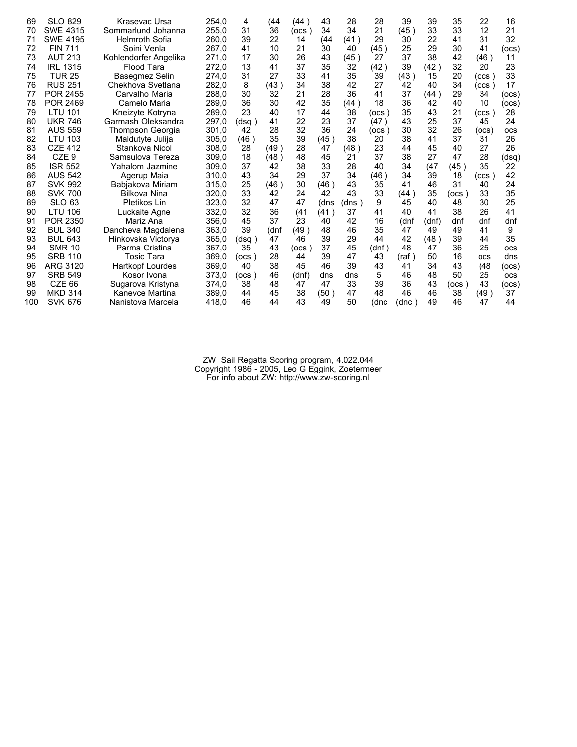| | | | | | | | | | | | | | | | |
|---|---|---|---|---|---|---|---|---|---|---|---|---|---|---|---|
| 69 | SLO 829 | Krasevac Ursa | 254,0 | 4 | (44 | (44 ) | 43 | 28 | 28 | 39 | 39 | 35 | 22 | 16 |
| 70 | SWE 4315 | Sommarlund Johanna | 255,0 | 31 | 36 | (ocs ) | 34 | 34 | 21 | (45 ) | 33 | 33 | 12 | 21 |
| 71 | SWE 4195 | Helmroth Sofia | 260,0 | 39 | 22 | 14 | (44 | (41 ) | 29 | 30 | 22 | 41 | 31 | 32 |
| 72 | FIN 711 | Soini Venla | 267,0 | 41 | 10 | 21 | 30 | 40 | (45 ) | 25 | 29 | 30 | 41 | (ocs) |
| 73 | AUT 213 | Kohlendorfer Angelika | 271,0 | 17 | 30 | 26 | 43 | (45 ) | 27 | 37 | 38 | 42 | (46 ) | 11 |
| 74 | IRL 1315 | Flood Tara | 272,0 | 13 | 41 | 37 | 35 | 32 | (42 ) | 39 | (42 ) | 32 | 20 | 23 |
| 75 | TUR 25 | Basegmez Selin | 274,0 | 31 | 27 | 33 | 41 | 35 | 39 | (43 ) | 15 | 20 | (ocs ) | 33 |
| 76 | RUS 251 | Chekhova Svetlana | 282,0 | 8 | (43 ) | 34 | 38 | 42 | 27 | 42 | 40 | 34 | (ocs ) | 17 |
| 77 | POR 2455 | Carvalho Maria | 288,0 | 30 | 32 | 21 | 28 | 36 | 41 | 37 | (44 ) | 29 | 34 | (ocs) |
| 78 | POR 2469 | Camelo Maria | 289,0 | 36 | 30 | 42 | 35 | (44 ) | 18 | 36 | 42 | 40 | 10 | (ocs) |
| 79 | LTU 101 | Kneizyte Kotryna | 289,0 | 23 | 40 | 17 | 44 | 38 | (ocs ) | 35 | 43 | 21 | (ocs ) | 28 |
| 80 | UKR 746 | Garmash Oleksandra | 297,0 | (dsq ) | 41 | 22 | 23 | 37 | (47 ) | 43 | 25 | 37 | 45 | 24 |
| 81 | AUS 559 | Thompson Georgia | 301,0 | 42 | 28 | 32 | 36 | 24 | (ocs ) | 30 | 32 | 26 | (ocs) | ocs |
| 82 | LTU 103 | Maldutyte Julija | 305,0 | (46 ) | 35 | 39 | (45 ) | 38 | 20 | 38 | 41 | 37 | 31 | 26 |
| 83 | CZE 412 | Stankova Nicol | 308,0 | 28 | (49 ) | 28 | 47 | (48 ) | 23 | 44 | 45 | 40 | 27 | 26 |
| 84 | CZE 9 | Samsulova Tereza | 309,0 | 18 | (48 ) | 48 | 45 | 21 | 37 | 38 | 27 | 47 | 28 | (dsq) |
| 85 | ISR 552 | Yahalom Jazmine | 309,0 | 37 | 42 | 38 | 33 | 28 | 40 | 34 | (47 | (45 ) | 35 | 22 |
| 86 | AUS 542 | Agerup Maia | 310,0 | 43 | 34 | 29 | 37 | 34 | (46 ) | 34 | 39 | 18 | (ocs ) | 42 |
| 87 | SVK 992 | Babjakova Miriam | 315,0 | 25 | (46 ) | 30 | (46 ) | 43 | 35 | 41 | 46 | 31 | 40 | 24 |
| 88 | SVK 700 | Bilkova Nina | 320,0 | 33 | 42 | 24 | 42 | 43 | 33 | (44 ) | 35 | (ocs ) | 33 | 35 |
| 89 | SLO 63 | Pletikos Lin | 323,0 | 32 | 47 | 47 | (dns | (dns ) | 9 | 45 | 40 | 48 | 30 | 25 |
| 90 | LTU 106 | Luckaite Agne | 332,0 | 32 | 36 | (41 | (41 ) | 37 | 41 | 40 | 41 | 38 | 26 | 41 |
| 91 | POR 2350 | Mariz Ana | 356,0 | 45 | 37 | 23 | 40 | 42 | 16 | (dnf | (dnf) | dnf | dnf | dnf |
| 92 | BUL 340 | Dancheva Magdalena | 363,0 | 39 | (dnf | (49 ) | 48 | 46 | 35 | 47 | 49 | 49 | 41 | 9 |
| 93 | BUL 643 | Hinkovska Victorya | 365,0 | (dsq ) | 47 | 46 | 39 | 29 | 44 | 42 | (48 ) | 39 | 44 | 35 |
| 94 | SMR 10 | Parma Cristina | 367,0 | 35 | 43 | (ocs ) | 37 | 45 | (dnf ) | 48 | 47 | 36 | 25 | ocs |
| 95 | SRB 110 | Tosic Tara | 369,0 | (ocs ) | 28 | 44 | 39 | 47 | 43 | (raf ) | 50 | 16 | ocs | dns |
| 96 | ARG 3120 | Hartkopf Lourdes | 369,0 | 40 | 38 | 45 | 46 | 39 | 43 | 41 | 34 | 43 | (48 | (ocs) |
| 97 | SRB 549 | Kosor Ivona | 373,0 | (ocs ) | 46 | (dnf) | dns | dns | 5 | 46 | 48 | 50 | 25 | ocs |
| 98 | CZE 66 | Sugarova Kristyna | 374,0 | 38 | 48 | 47 | 47 | 33 | 39 | 36 | 43 | (ocs ) | 43 | (ocs) |
| 99 | MKD 314 | Kanevce Martina | 389,0 | 44 | 45 | 38 | (50 ) | 47 | 48 | 46 | 46 | 38 | (49 ) | 37 |
| 100 | SVK 676 | Nanistova Marcela | 418,0 | 46 | 44 | 43 | 49 | 50 | (dnc | (dnc ) | 49 | 46 | 47 | 44 |

ZW Sail Regatta Scoring program, 4.022.044
Copyright 1986 - 2005, Leo G Eggink, Zoetermeer
For info about ZW: http://www.zw-scoring.nl